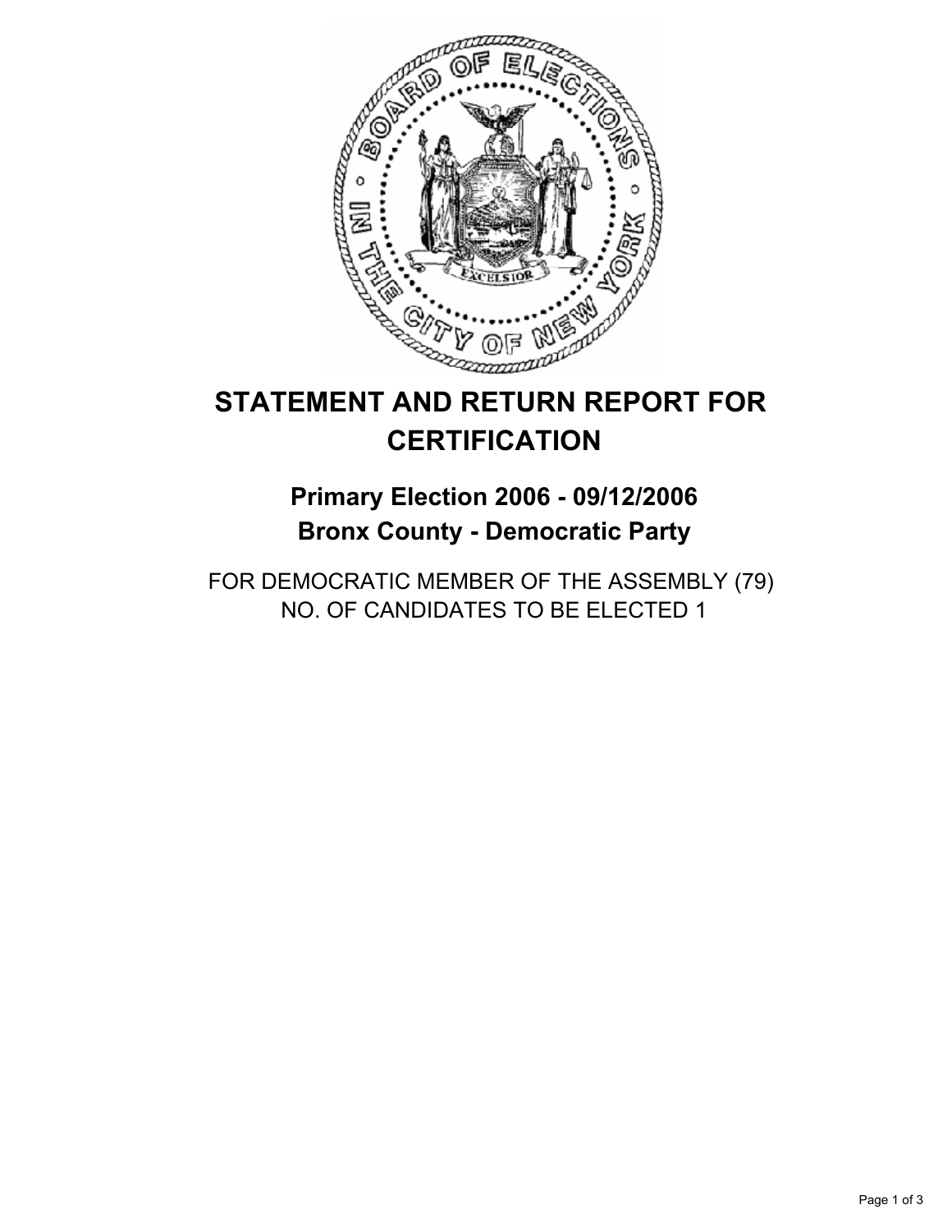# STATEMENT AND RETURN REPORT FOR CERTIFICATION

## Primary Election 2006 - 09/12/2006
## Bronx County - Democratic Party

FOR DEMOCRATIC MEMBER OF THE ASSEMBLY (79)
NO. OF CANDIDATES TO BE ELECTED 1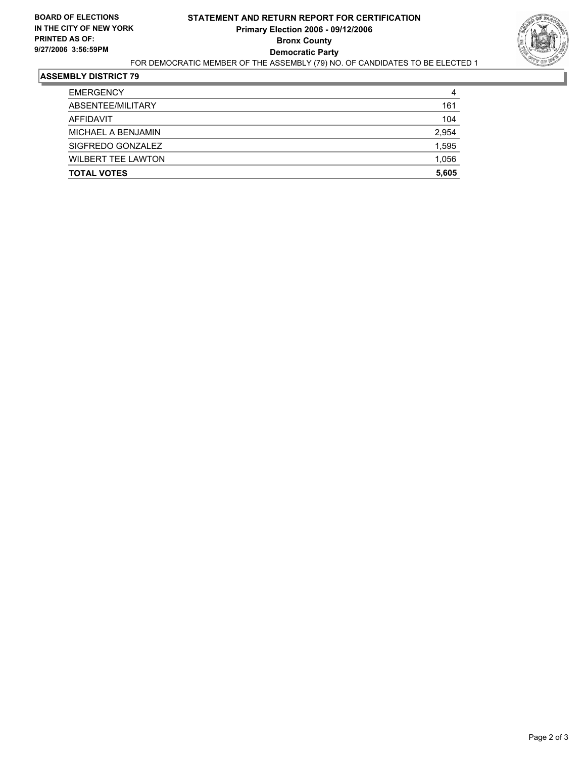**BOARD OF ELECTIONS IN THE CITY OF NEW YORK PRINTED AS OF: 9/27/2006 3:56:59PM**

# STATEMENT AND RETURN REPORT FOR CERTIFICATION

**Primary Election 2006 - 09/12/2006**
**Bronx County**
**Democratic Party**

FOR DEMOCRATIC MEMBER OF THE ASSEMBLY (79) NO. OF CANDIDATES TO BE ELECTED 1

## ASSEMBLY DISTRICT 79

| | |
|---|---|
| EMERGENCY | 4 |
| ABSENTEE/MILITARY | 161 |
| AFFIDAVIT | 104 |
| MICHAEL A BENJAMIN | 2,954 |
| SIGFREDO GONZALEZ | 1,595 |
| WILBERT TEE LAWTON | 1,056 |
| **TOTAL VOTES** | **5,605** |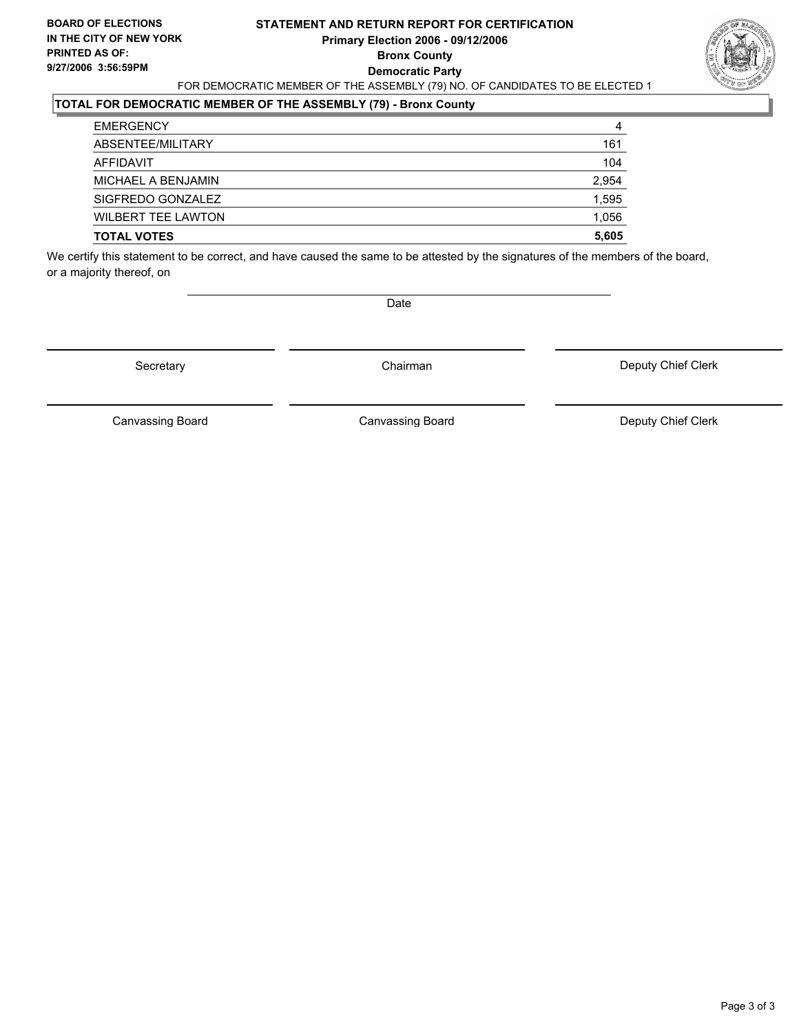BOARD OF ELECTIONS
IN THE CITY OF NEW YORK
PRINTED AS OF:
9/27/2006 3:56:59PM

**STATEMENT AND RETURN REPORT FOR CERTIFICATION**
**Primary Election 2006 - 09/12/2006**
**Bronx County**
**Democratic Party**

FOR DEMOCRATIC MEMBER OF THE ASSEMBLY (79) NO. OF CANDIDATES TO BE ELECTED 1

**TOTAL FOR DEMOCRATIC MEMBER OF THE ASSEMBLY (79) - Bronx County**

| | |
|---|---|
| EMERGENCY | 4 |
| ABSENTEE/MILITARY | 161 |
| AFFIDAVIT | 104 |
| MICHAEL A BENJAMIN | 2,954 |
| SIGFREDO GONZALEZ | 1,595 |
| WILBERT TEE LAWTON | 1,056 |
| **TOTAL VOTES** | **5,605** |

We certify this statement to be correct, and have caused the same to be attested by the signatures of the members of the board, or a majority thereof, on

Date

Secretary | Chairman | Deputy Chief Clerk

Canvassing Board | Canvassing Board | Deputy Chief Clerk